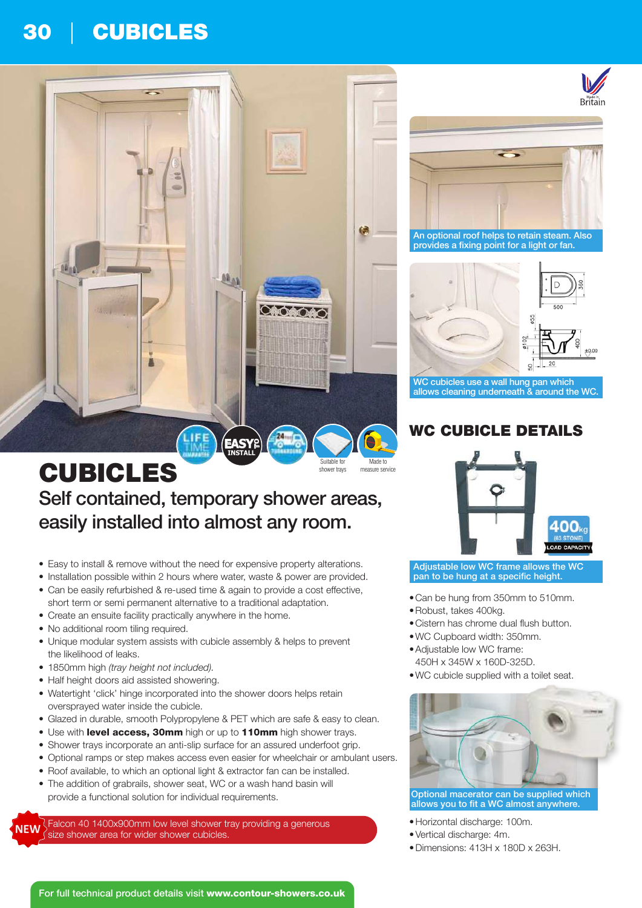# CUBICLES

## Self contained, temporary shower areas, easily installed into almost any room.

- Easy to install & remove without the need for expensive property alterations.
- Installation possible within 2 hours where water, waste & power are provided.
- Can be easily refurbished & re-used time & again to provide a cost effective, short term or semi permanent alternative to a traditional adaptation.
- Create an ensuite facility practically anywhere in the home.
- No additional room tiling required.
- Unique modular system assists with cubicle assembly & helps to prevent the likelihood of leaks.
- 1850mm high *(tray height not included).*
- Half height doors aid assisted showering.
- Watertight 'click' hinge incorporated into the shower doors helps retain oversprayed water inside the cubicle.
- Glazed in durable, smooth Polypropylene & PET which are safe & easy to clean.
- Use with **level access, 30mm** high or up to **110mm** high shower trays.
- Shower trays incorporate an anti-slip surface for an assured underfoot grip.
- Optional ramps or step makes access even easier for wheelchair or ambulant users.
- Roof available, to which an optional light & extractor fan can be installed.
- The addition of grabrails, shower seat, WC or a wash hand basin will provide a functional solution for individual requirements.

**NEW** Falcon 40 1400x900mm low level shower tray providing a generous size shower area for wider shower cubicles.

An optional roof helps to retain steam. Also provides a fixing point for a light or fan.

WC cubicles use a wall hung pan which allows cleaning underneath & around the WC.

## WC CUBICLE DETAILS

Adjustable low WC frame allows the WC pan to be hung at a specific height.

- Can be hung from 350mm to 510mm.
- Robust, takes 400kg.
- Cistern has chrome dual flush button.
- WC Cupboard width: 350mm.
- Adjustable low WC frame: 450H x 345W x 160D-325D.
- WC cubicle supplied with a toilet seat.

Optional macerator can be supplied which allows you to fit a WC almost anywhere.

- Horizontal discharge: 100m.
- Vertical discharge: 4m.
- Dimensions: 413H x 180D x 263H.

For full technical product details visit **www.contour-showers.co.uk**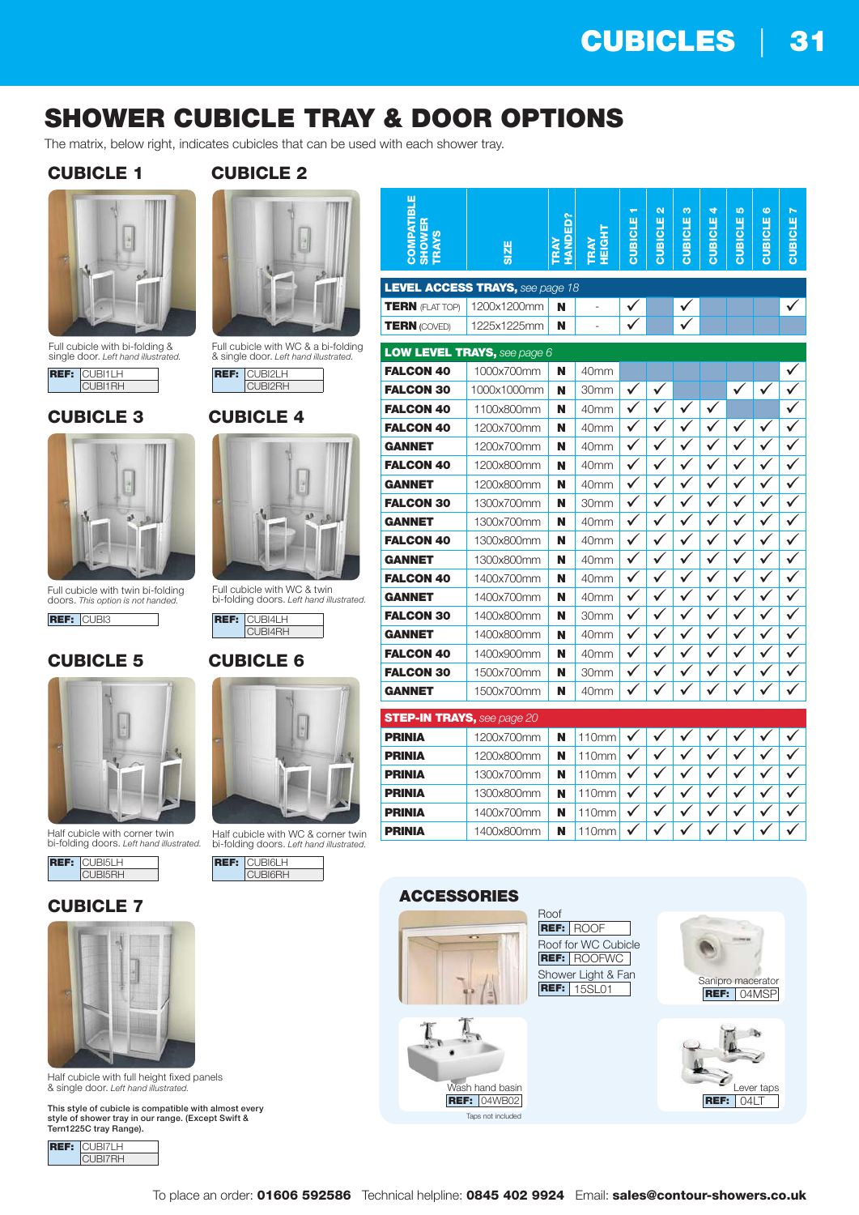# SHOWER CUBICLE TRAY & DOOR OPTIONS

The matrix, below right, indicates cubicles that can be used with each shower tray.

## CUBICLE 1

Full cubicle with bi-folding & single door. *Left hand illustrated.*

| **REF:** | CUBI1LH |
|---|---|
| | CUBI1RH |

## CUBICLE 2

Full cubicle with WC & a bi-folding & single door. *Left hand illustrated.*

| **REF:** | CUBI2LH |
|---|---|
| | CUBI2RH |

## CUBICLE 3

Full cubicle with twin bi-folding doors. *This option is not handed.*

| **REF:** | CUBI3 |
|---|---|

## CUBICLE 4

Full cubicle with WC & twin bi-folding doors. *Left hand illustrated.*

| **REF:** | CUBI4LH |
|---|---|
| | CUBI4RH |

## CUBICLE 5

Half cubicle with corner twin bi-folding doors. *Left hand illustrated.*

| **REF:** | CUBI5LH |
|---|---|
| | CUBI5RH |

## CUBICLE 6

Half cubicle with WC & corner twin bi-folding doors. *Left hand illustrated.*

| **REF:** | CUBI6LH |
|---|---|
| | CUBI6RH |

## CUBICLE 7

Half cubicle with full height fixed panels & single door. *Left hand illustrated.*

**This style of cubicle is compatible with almost every style of shower tray in our range. (Except Swift & Tern1225C tray Range).**

| **REF:** | CUBI7LH |
|---|---|
| | CUBI7RH |

| COMPATIBLE SHOWER TRAYS | SIZE | TRAY HANDED? | TRAY HEIGHT | CUBICLE 1 | CUBICLE 2 | CUBICLE 3 | CUBICLE 4 | CUBICLE 5 | CUBICLE 6 | CUBICLE 7 |
|---|---|---|---|---|---|---|---|---|---|---|
| **LEVEL ACCESS TRAYS,** *see page 18* | | | | | | | | | | |
| **TERN** (FLAT TOP) | 1200x1200mm | **N** | - | ✓ | | ✓ | | | | ✓ |
| **TERN** (COVED) | 1225x1225mm | **N** | - | ✓ | | ✓ | | | | |
| **LOW LEVEL TRAYS,** *see page 6* | | | | | | | | | | |
| **FALCON 40** | 1000x700mm | **N** | 40mm | | | | | | | ✓ |
| **FALCON 30** | 1000x1000mm | **N** | 30mm | ✓ | ✓ | | | ✓ | ✓ | |
| **FALCON 40** | 1100x800mm | **N** | 40mm | ✓ | ✓ | ✓ | ✓ | | | ✓ |
| **FALCON 40** | 1200x700mm | **N** | 40mm | ✓ | ✓ | ✓ | ✓ | ✓ | ✓ | ✓ |
| **GANNET** | 1200x700mm | **N** | 40mm | ✓ | ✓ | ✓ | ✓ | ✓ | ✓ | ✓ |
| **FALCON 40** | 1200x800mm | **N** | 40mm | ✓ | ✓ | ✓ | ✓ | ✓ | ✓ | ✓ |
| **GANNET** | 1200x800mm | **N** | 40mm | ✓ | ✓ | ✓ | ✓ | ✓ | ✓ | ✓ |
| **FALCON 30** | 1300x700mm | **N** | 30mm | ✓ | ✓ | ✓ | ✓ | ✓ | ✓ | ✓ |
| **GANNET** | 1300x700mm | **N** | 40mm | ✓ | ✓ | ✓ | ✓ | ✓ | ✓ | ✓ |
| **FALCON 40** | 1300x800mm | **N** | 40mm | ✓ | ✓ | ✓ | ✓ | ✓ | ✓ | ✓ |
| **GANNET** | 1300x800mm | **N** | 40mm | ✓ | ✓ | ✓ | ✓ | ✓ | ✓ | ✓ |
| **FALCON 40** | 1400x700mm | **N** | 40mm | ✓ | ✓ | ✓ | ✓ | ✓ | ✓ | ✓ |
| **GANNET** | 1400x700mm | **N** | 40mm | ✓ | ✓ | ✓ | ✓ | ✓ | ✓ | ✓ |
| **FALCON 30** | 1400x800mm | **N** | 30mm | ✓ | ✓ | ✓ | ✓ | ✓ | ✓ | ✓ |
| **GANNET** | 1400x800mm | **N** | 40mm | ✓ | ✓ | ✓ | ✓ | ✓ | ✓ | ✓ |
| **FALCON 40** | 1400x900mm | **N** | 40mm | ✓ | ✓ | ✓ | ✓ | ✓ | ✓ | ✓ |
| **FALCON 30** | 1500x700mm | **N** | 30mm | ✓ | ✓ | ✓ | ✓ | ✓ | ✓ | ✓ |
| **GANNET** | 1500x700mm | **N** | 40mm | ✓ | ✓ | ✓ | ✓ | ✓ | ✓ | ✓ |
| **STEP-IN TRAYS,** *see page 20* | | | | | | | | | | |
| **PRINIA** | 1200x700mm | **N** | 110mm | ✓ | ✓ | ✓ | ✓ | ✓ | ✓ | ✓ |
| **PRINIA** | 1200x800mm | **N** | 110mm | ✓ | ✓ | ✓ | ✓ | ✓ | ✓ | ✓ |
| **PRINIA** | 1300x700mm | **N** | 110mm | ✓ | ✓ | ✓ | ✓ | ✓ | ✓ | ✓ |
| **PRINIA** | 1300x800mm | **N** | 110mm | ✓ | ✓ | ✓ | ✓ | ✓ | ✓ | ✓ |
| **PRINIA** | 1400x700mm | **N** | 110mm | ✓ | ✓ | ✓ | ✓ | ✓ | ✓ | ✓ |
| **PRINIA** | 1400x800mm | **N** | 110mm | ✓ | ✓ | ✓ | ✓ | ✓ | ✓ | ✓ |

## ACCESSORIES

Roof
**REF:** ROOF

Roof for WC Cubicle
**REF:** ROOFWC

Shower Light & Fan
**REF:** 15SL01

Sanipro macerator
**REF:** 04MSP

Wash hand basin
**REF:** 04WB02
Taps not included

Lever taps
**REF:** 04LT